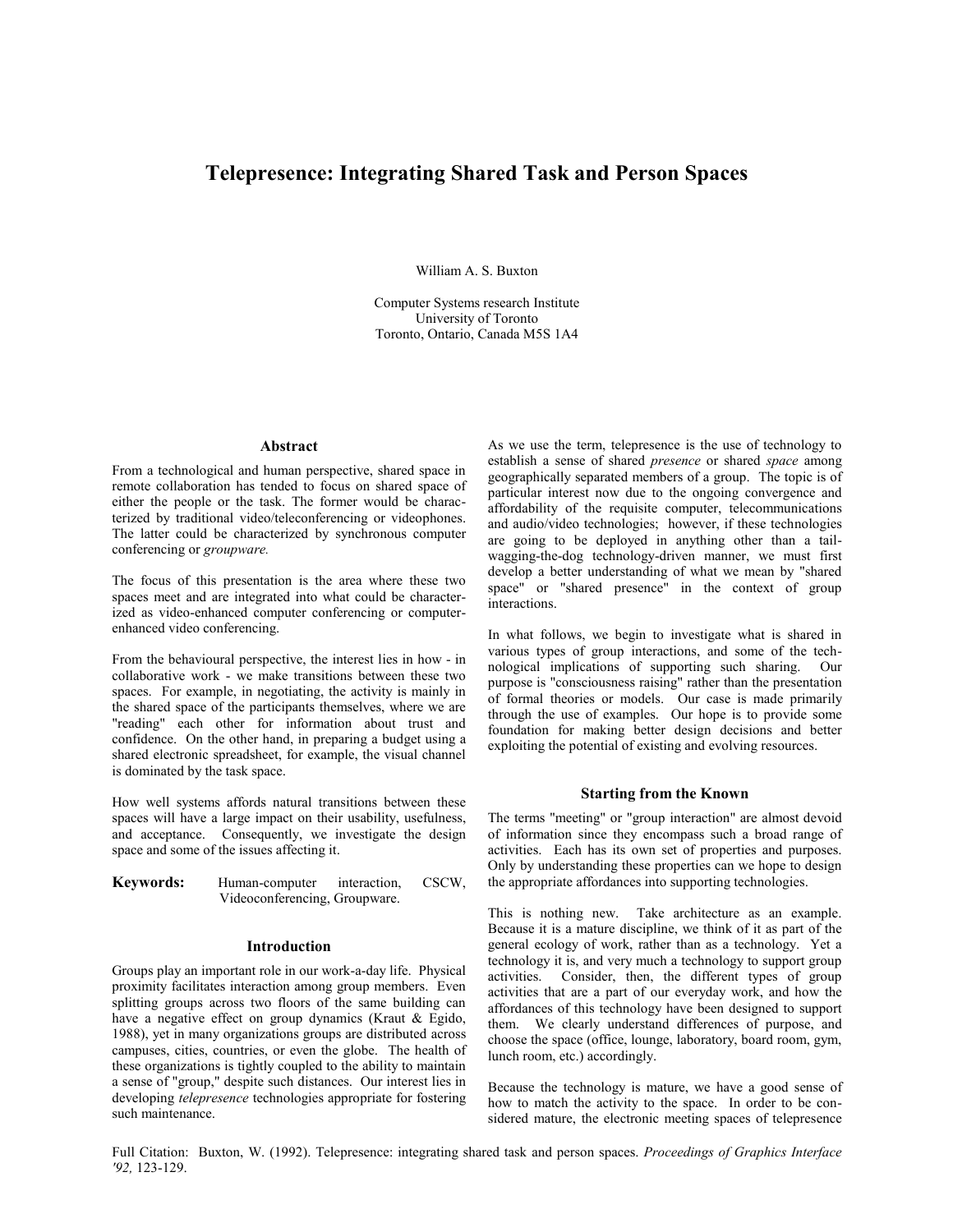# Telepresence: Integrating Shared Task and Person Spaces

William A. S. Buxton

Computer Systems research Institute
University of Toronto
Toronto, Ontario, Canada M5S 1A4

### Abstract

From a technological and human perspective, shared space in remote collaboration has tended to focus on shared space of either the people or the task. The former would be characterized by traditional video/teleconferencing or videophones. The latter could be characterized by synchronous computer conferencing or *groupware.*

The focus of this presentation is the area where these two spaces meet and are integrated into what could be characterized as video-enhanced computer conferencing or computer-enhanced video conferencing.

From the behavioural perspective, the interest lies in how - in collaborative work - we make transitions between these two spaces. For example, in negotiating, the activity is mainly in the shared space of the participants themselves, where we are "reading" each other for information about trust and confidence. On the other hand, in preparing a budget using a shared electronic spreadsheet, for example, the visual channel is dominated by the task space.

How well systems affords natural transitions between these spaces will have a large impact on their usability, usefulness, and acceptance. Consequently, we investigate the design space and some of the issues affecting it.

**Keywords:** Human-computer interaction, CSCW, Videoconferencing, Groupware.

### Introduction

Groups play an important role in our work-a-day life. Physical proximity facilitates interaction among group members. Even splitting groups across two floors of the same building can have a negative effect on group dynamics (Kraut & Egido, 1988), yet in many organizations groups are distributed across campuses, cities, countries, or even the globe. The health of these organizations is tightly coupled to the ability to maintain a sense of "group," despite such distances. Our interest lies in developing *telepresence* technologies appropriate for fostering such maintenance.

As we use the term, telepresence is the use of technology to establish a sense of shared *presence* or shared *space* among geographically separated members of a group. The topic is of particular interest now due to the ongoing convergence and affordability of the requisite computer, telecommunications and audio/video technologies; however, if these technologies are going to be deployed in anything other than a tail-wagging-the-dog technology-driven manner, we must first develop a better understanding of what we mean by "shared space" or "shared presence" in the context of group interactions.

In what follows, we begin to investigate what is shared in various types of group interactions, and some of the technological implications of supporting such sharing. Our purpose is "consciousness raising" rather than the presentation of formal theories or models. Our case is made primarily through the use of examples. Our hope is to provide some foundation for making better design decisions and better exploiting the potential of existing and evolving resources.

### Starting from the Known

The terms "meeting" or "group interaction" are almost devoid of information since they encompass such a broad range of activities. Each has its own set of properties and purposes. Only by understanding these properties can we hope to design the appropriate affordances into supporting technologies.

This is nothing new. Take architecture as an example. Because it is a mature discipline, we think of it as part of the general ecology of work, rather than as a technology. Yet a technology it is, and very much a technology to support group activities. Consider, then, the different types of group activities that are a part of our everyday work, and how the affordances of this technology have been designed to support them. We clearly understand differences of purpose, and choose the space (office, lounge, laboratory, board room, gym, lunch room, etc.) accordingly.

Because the technology is mature, we have a good sense of how to match the activity to the space. In order to be considered mature, the electronic meeting spaces of telepresence

Full Citation: Buxton, W. (1992). Telepresence: integrating shared task and person spaces. *Proceedings of Graphics Interface '92,* 123-129.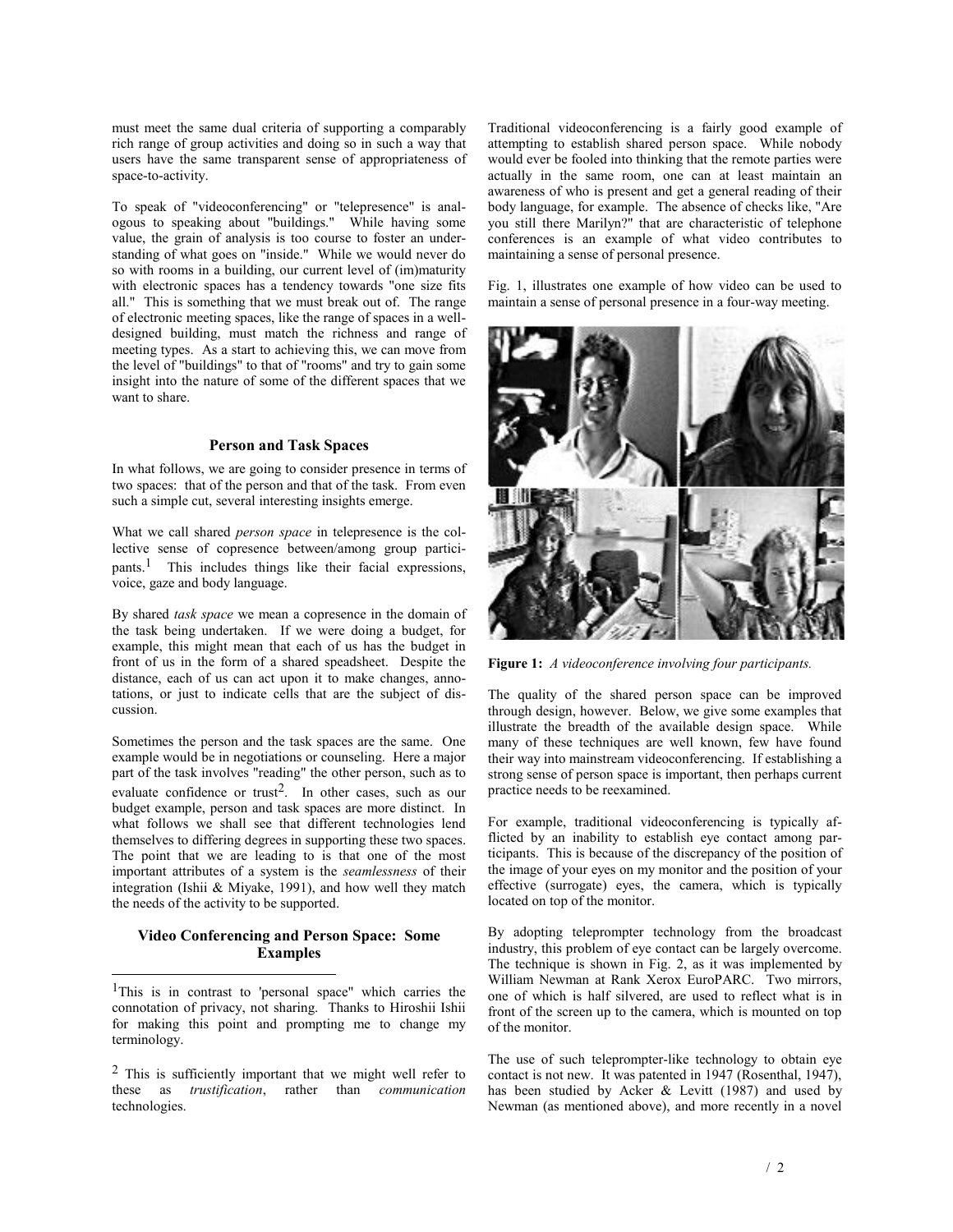must meet the same dual criteria of supporting a comparably rich range of group activities and doing so in such a way that users have the same transparent sense of appropriateness of space-to-activity.

To speak of "videoconferencing" or "telepresence" is analogous to speaking about "buildings." While having some value, the grain of analysis is too course to foster an understanding of what goes on "inside." While we would never do so with rooms in a building, our current level of (im)maturity with electronic spaces has a tendency towards "one size fits all." This is something that we must break out of. The range of electronic meeting spaces, like the range of spaces in a well-designed building, must match the richness and range of meeting types. As a start to achieving this, we can move from the level of "buildings" to that of "rooms" and try to gain some insight into the nature of some of the different spaces that we want to share.

## Person and Task Spaces

In what follows, we are going to consider presence in terms of two spaces: that of the person and that of the task. From even such a simple cut, several interesting insights emerge.

What we call shared *person space* in telepresence is the collective sense of copresence between/among group participants.[1] This includes things like their facial expressions, voice, gaze and body language.

By shared *task space* we mean a copresence in the domain of the task being undertaken. If we were doing a budget, for example, this might mean that each of us has the budget in front of us in the form of a shared speadsheet. Despite the distance, each of us can act upon it to make changes, annotations, or just to indicate cells that are the subject of discussion.

Sometimes the person and the task spaces are the same. One example would be in negotiations or counseling. Here a major part of the task involves "reading" the other person, such as to evaluate confidence or trust[2]. In other cases, such as our budget example, person and task spaces are more distinct. In what follows we shall see that different technologies lend themselves to differing degrees in supporting these two spaces. The point that we are leading to is that one of the most important attributes of a system is the *seamlessness* of their integration (Ishii & Miyake, 1991), and how well they match the needs of the activity to be supported.

## Video Conferencing and Person Space: Some Examples

Traditional videoconferencing is a fairly good example of attempting to establish shared person space. While nobody would ever be fooled into thinking that the remote parties were actually in the same room, one can at least maintain an awareness of who is present and get a general reading of their body language, for example. The absence of checks like, "Are you still there Marilyn?" that are characteristic of telephone conferences is an example of what video contributes to maintaining a sense of personal presence.

Fig. 1, illustrates one example of how video can be used to maintain a sense of personal presence in a four-way meeting.

**Figure 1:** *A videoconference involving four participants.*

The quality of the shared person space can be improved through design, however. Below, we give some examples that illustrate the breadth of the available design space. While many of these techniques are well known, few have found their way into mainstream videoconferencing. If establishing a strong sense of person space is important, then perhaps current practice needs to be reexamined.

For example, traditional videoconferencing is typically afflicted by an inability to establish eye contact among participants. This is because of the discrepancy of the position of the image of your eyes on my monitor and the position of your effective (surrogate) eyes, the camera, which is typically located on top of the monitor.

By adopting teleprompter technology from the broadcast industry, this problem of eye contact can be largely overcome. The technique is shown in Fig. 2, as it was implemented by William Newman at Rank Xerox EuroPARC. Two mirrors, one of which is half silvered, are used to reflect what is in front of the screen up to the camera, which is mounted on top of the monitor.

The use of such teleprompter-like technology to obtain eye contact is not new. It was patented in 1947 (Rosenthal, 1947), has been studied by Acker & Levitt (1987) and used by Newman (as mentioned above), and more recently in a novel

---

[1] This is in contrast to 'personal space' which carries the connotation of privacy, not sharing. Thanks to Hiroshii Ishii for making this point and prompting me to change my terminology.

[2] This is sufficiently important that we might well refer to these as *trustification*, rather than *communication* technologies.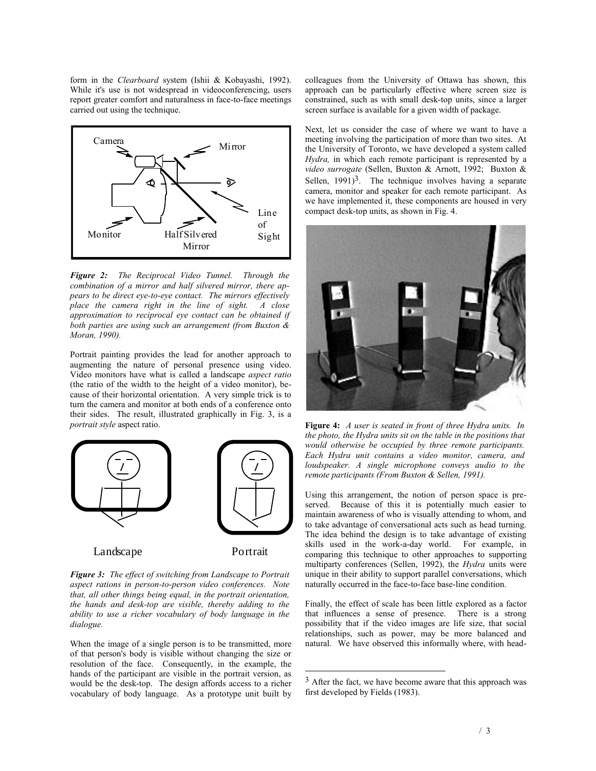form in the *Clearboard* system (Ishii & Kobayashi, 1992). While it's use is not widespread in videoconferencing, users report greater comfort and naturalness in face-to-face meetings carried out using the technique.

***Figure 2:*** *The Reciprocal Video Tunnel. Through the combination of a mirror and half silvered mirror, there appears to be direct eye-to-eye contact. The mirrors effectively place the camera right in the line of sight. A close approximation to reciprocal eye contact can be obtained if both parties are using such an arrangement (from Buxton & Moran, 1990).*

Portrait painting provides the lead for another approach to augmenting the nature of personal presence using video. Video monitors have what is called a landscape *aspect ratio* (the ratio of the width to the height of a video monitor), because of their horizontal orientation. A very simple trick is to turn the camera and monitor at both ends of a conference onto their sides. The result, illustrated graphically in Fig. 3, is a *portrait style* aspect ratio.

***Figure 3:*** *The effect of switching from Landscape to Portrait aspect rations in person-to-person video conferences. Note that, all other things being equal, in the portrait orientation, the hands and desk-top are visible, thereby adding to the ability to use a richer vocabulary of body language in the dialogue.*

When the image of a single person is to be transmitted, more of that person's body is visible without changing the size or resolution of the face. Consequently, in the example, the hands of the participant are visible in the portrait version, as would be the desk-top. The design affords access to a richer vocabulary of body language. As a prototype unit built by colleagues from the University of Ottawa has shown, this approach can be particularly effective where screen size is constrained, such as with small desk-top units, since a larger screen surface is available for a given width of package.

Next, let us consider the case of where we want to have a meeting involving the participation of more than two sites. At the University of Toronto, we have developed a system called *Hydra,* in which each remote participant is represented by a *video surrogate* (Sellen, Buxton & Arnott, 1992; Buxton & Sellen, 1991)[3]. The technique involves having a separate camera, monitor and speaker for each remote participant. As we have implemented it, these components are housed in very compact desk-top units, as shown in Fig. 4.

**Figure 4:** *A user is seated in front of three Hydra units. In the photo, the Hydra units sit on the table in the positions that would otherwise be occupied by three remote participants. Each Hydra unit contains a video monitor, camera, and loudspeaker. A single microphone conveys audio to the remote participants (From Buxton & Sellen, 1991).*

Using this arrangement, the notion of person space is preserved. Because of this it is potentially much easier to maintain awareness of who is visually attending to whom, and to take advantage of conversational acts such as head turning. The idea behind the design is to take advantage of existing skills used in the work-a-day world. For example, in comparing this technique to other approaches to supporting multiparty conferences (Sellen, 1992), the *Hydra* units were unique in their ability to support parallel conversations, which naturally occurred in the face-to-face base-line condition.

Finally, the effect of scale has been little explored as a factor that influences a sense of presence. There is a strong possibility that if the video images are life size, that social relationships, such as power, may be more balanced and natural. We have observed this informally where, with head-

[3] After the fact, we have become aware that this approach was first developed by Fields (1983).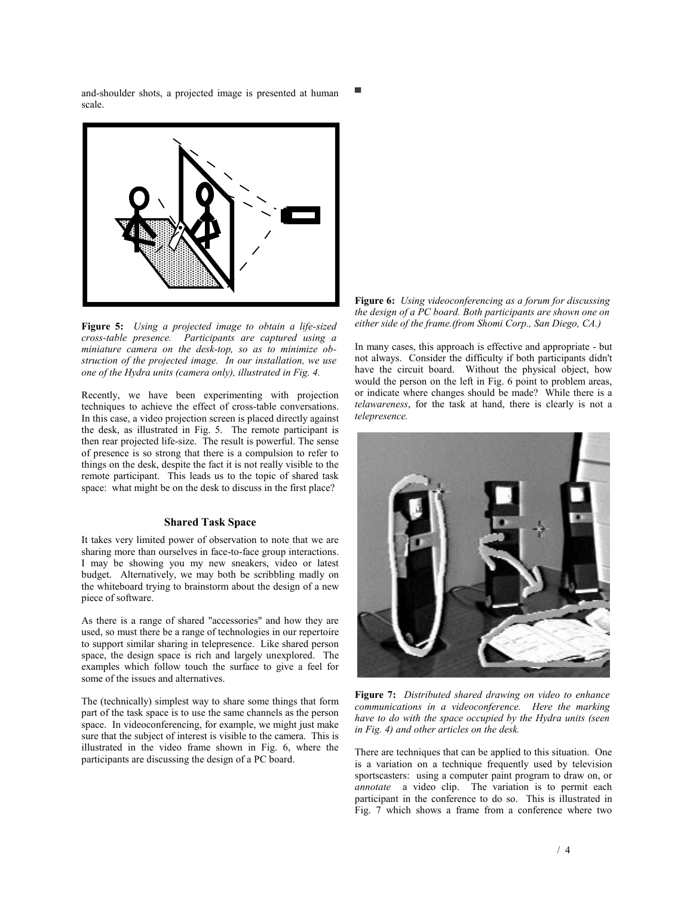and-shoulder shots, a projected image is presented at human scale.

**Figure 5:** *Using a projected image to obtain a life-sized cross-table presence. Participants are captured using a miniature camera on the desk-top, so as to minimize obstruction of the projected image. In our installation, we use one of the Hydra units (camera only), illustrated in Fig. 4.*

Recently, we have been experimenting with projection techniques to achieve the effect of cross-table conversations. In this case, a video projection screen is placed directly against the desk, as illustrated in Fig. 5. The remote participant is then rear projected life-size. The result is powerful. The sense of presence is so strong that there is a compulsion to refer to things on the desk, despite the fact it is not really visible to the remote participant. This leads us to the topic of shared task space: what might be on the desk to discuss in the first place?

### Shared Task Space

It takes very limited power of observation to note that we are sharing more than ourselves in face-to-face group interactions. I may be showing you my new sneakers, video or latest budget. Alternatively, we may both be scribbling madly on the whiteboard trying to brainstorm about the design of a new piece of software.

As there is a range of shared "accessories" and how they are used, so must there be a range of technologies in our repertoire to support similar sharing in telepresence. Like shared person space, the design space is rich and largely unexplored. The examples which follow touch the surface to give a feel for some of the issues and alternatives.

The (technically) simplest way to share some things that form part of the task space is to use the same channels as the person space. In videoconferencing, for example, we might just make sure that the subject of interest is visible to the camera. This is illustrated in the video frame shown in Fig. 6, where the participants are discussing the design of a PC board.

**Figure 6:** *Using videoconferencing as a forum for discussing the design of a PC board. Both participants are shown one on either side of the frame.(from Shomi Corp., San Diego, CA.)*

In many cases, this approach is effective and appropriate - but not always. Consider the difficulty if both participants didn't have the circuit board. Without the physical object, how would the person on the left in Fig. 6 point to problem areas, or indicate where changes should be made? While there is a *telawareness*, for the task at hand, there is clearly is not a *telepresence.*

**Figure 7:** *Distributed shared drawing on video to enhance communications in a videoconference. Here the marking have to do with the space occupied by the Hydra units (seen in Fig. 4) and other articles on the desk.*

There are techniques that can be applied to this situation. One is a variation on a technique frequently used by television sportscasters: using a computer paint program to draw on, or *annotate* a video clip. The variation is to permit each participant in the conference to do so. This is illustrated in Fig. 7 which shows a frame from a conference where two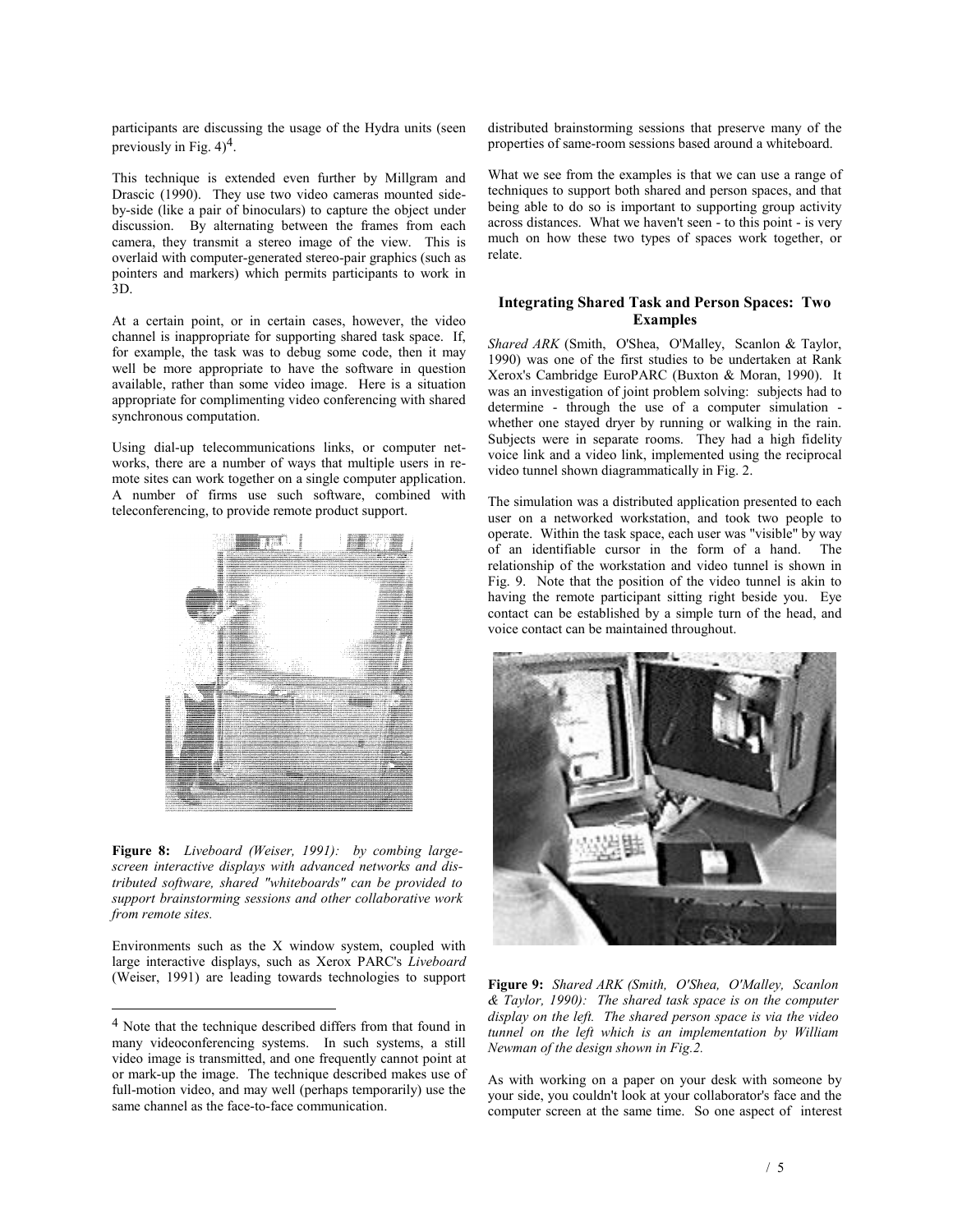participants are discussing the usage of the Hydra units (seen previously in Fig. 4)[4].

This technique is extended even further by Millgram and Drascic (1990). They use two video cameras mounted side-by-side (like a pair of binoculars) to capture the object under discussion. By alternating between the frames from each camera, they transmit a stereo image of the view. This is overlaid with computer-generated stereo-pair graphics (such as pointers and markers) which permits participants to work in 3D.

At a certain point, or in certain cases, however, the video channel is inappropriate for supporting shared task space. If, for example, the task was to debug some code, then it may well be more appropriate to have the software in question available, rather than some video image. Here is a situation appropriate for complimenting video conferencing with shared synchronous computation.

Using dial-up telecommunications links, or computer networks, there are a number of ways that multiple users in remote sites can work together on a single computer application. A number of firms use such software, combined with teleconferencing, to provide remote product support.

**Figure 8:** *Liveboard (Weiser, 1991): by combing large-screen interactive displays with advanced networks and distributed software, shared "whiteboards" can be provided to support brainstorming sessions and other collaborative work from remote sites.*

Environments such as the X window system, coupled with large interactive displays, such as Xerox PARC's *Liveboard* (Weiser, 1991) are leading towards technologies to support distributed brainstorming sessions that preserve many of the properties of same-room sessions based around a whiteboard.

What we see from the examples is that we can use a range of techniques to support both shared and person spaces, and that being able to do so is important to supporting group activity across distances. What we haven't seen - to this point - is very much on how these two types of spaces work together, or relate.

### Integrating Shared Task and Person Spaces: Two Examples

*Shared ARK* (Smith, O'Shea, O'Malley, Scanlon & Taylor, 1990) was one of the first studies to be undertaken at Rank Xerox's Cambridge EuroPARC (Buxton & Moran, 1990). It was an investigation of joint problem solving: subjects had to determine - through the use of a computer simulation - whether one stayed dryer by running or walking in the rain. Subjects were in separate rooms. They had a high fidelity voice link and a video link, implemented using the reciprocal video tunnel shown diagrammatically in Fig. 2.

The simulation was a distributed application presented to each user on a networked workstation, and took two people to operate. Within the task space, each user was "visible" by way of an identifiable cursor in the form of a hand. The relationship of the workstation and video tunnel is shown in Fig. 9. Note that the position of the video tunnel is akin to having the remote participant sitting right beside you. Eye contact can be established by a simple turn of the head, and voice contact can be maintained throughout.

**Figure 9:** *Shared ARK (Smith, O'Shea, O'Malley, Scanlon & Taylor, 1990): The shared task space is on the computer display on the left. The shared person space is via the video tunnel on the left which is an implementation by William Newman of the design shown in Fig.2.*

As with working on a paper on your desk with someone by your side, you couldn't look at your collaborator's face and the computer screen at the same time. So one aspect of interest

---

[4] Note that the technique described differs from that found in many videoconferencing systems. In such systems, a still video image is transmitted, and one frequently cannot point at or mark-up the image. The technique described makes use of full-motion video, and may well (perhaps temporarily) use the same channel as the face-to-face communication.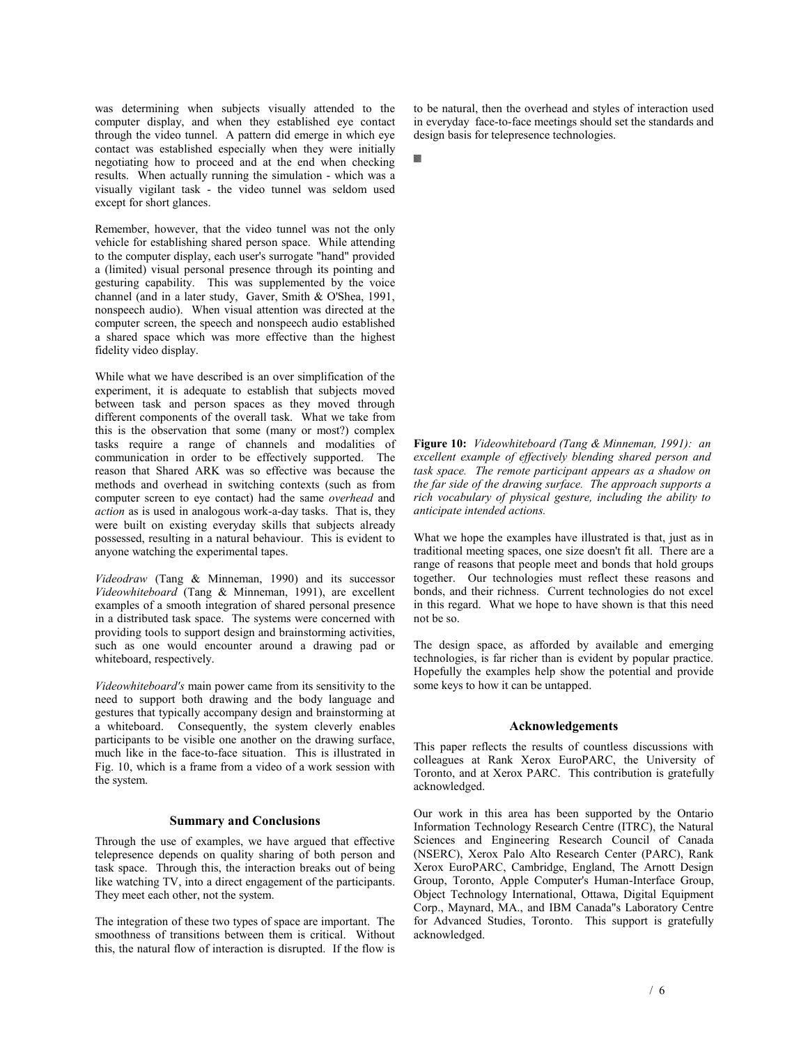was determining when subjects visually attended to the computer display, and when they established eye contact through the video tunnel. A pattern did emerge in which eye contact was established especially when they were initially negotiating how to proceed and at the end when checking results. When actually running the simulation - which was a visually vigilant task - the video tunnel was seldom used except for short glances.

Remember, however, that the video tunnel was not the only vehicle for establishing shared person space. While attending to the computer display, each user's surrogate "hand" provided a (limited) visual personal presence through its pointing and gesturing capability. This was supplemented by the voice channel (and in a later study, Gaver, Smith & O'Shea, 1991, nonspeech audio). When visual attention was directed at the computer screen, the speech and nonspeech audio established a shared space which was more effective than the highest fidelity video display.

While what we have described is an over simplification of the experiment, it is adequate to establish that subjects moved between task and person spaces as they moved through different components of the overall task. What we take from this is the observation that some (many or most?) complex tasks require a range of channels and modalities of communication in order to be effectively supported. The reason that Shared ARK was so effective was because the methods and overhead in switching contexts (such as from computer screen to eye contact) had the same *overhead* and *action* as is used in analogous work-a-day tasks. That is, they were built on existing everyday skills that subjects already possessed, resulting in a natural behaviour. This is evident to anyone watching the experimental tapes.

*Videodraw* (Tang & Minneman, 1990) and its successor *Videowhiteboard* (Tang & Minneman, 1991), are excellent examples of a smooth integration of shared personal presence in a distributed task space. The systems were concerned with providing tools to support design and brainstorming activities, such as one would encounter around a drawing pad or whiteboard, respectively.

*Videowhiteboard's* main power came from its sensitivity to the need to support both drawing and the body language and gestures that typically accompany design and brainstorming at a whiteboard. Consequently, the system cleverly enables participants to be visible one another on the drawing surface, much like in the face-to-face situation. This is illustrated in Fig. 10, which is a frame from a video of a work session with the system.

### Summary and Conclusions

Through the use of examples, we have argued that effective telepresence depends on quality sharing of both person and task space. Through this, the interaction breaks out of being like watching TV, into a direct engagement of the participants. They meet each other, not the system.

The integration of these two types of space are important. The smoothness of transitions between them is critical. Without this, the natural flow of interaction is disrupted. If the flow is to be natural, then the overhead and styles of interaction used in everyday face-to-face meetings should set the standards and design basis for telepresence technologies.

**Figure 10:** *Videowhiteboard (Tang & Minneman, 1991): an excellent example of effectively blending shared person and task space. The remote participant appears as a shadow on the far side of the drawing surface. The approach supports a rich vocabulary of physical gesture, including the ability to anticipate intended actions.*

What we hope the examples have illustrated is that, just as in traditional meeting spaces, one size doesn't fit all. There are a range of reasons that people meet and bonds that hold groups together. Our technologies must reflect these reasons and bonds, and their richness. Current technologies do not excel in this regard. What we hope to have shown is that this need not be so.

The design space, as afforded by available and emerging technologies, is far richer than is evident by popular practice. Hopefully the examples help show the potential and provide some keys to how it can be untapped.

### Acknowledgements

This paper reflects the results of countless discussions with colleagues at Rank Xerox EuroPARC, the University of Toronto, and at Xerox PARC. This contribution is gratefully acknowledged.

Our work in this area has been supported by the Ontario Information Technology Research Centre (ITRC), the Natural Sciences and Engineering Research Council of Canada (NSERC), Xerox Palo Alto Research Center (PARC), Rank Xerox EuroPARC, Cambridge, England, The Arnott Design Group, Toronto, Apple Computer's Human-Interface Group, Object Technology International, Ottawa, Digital Equipment Corp., Maynard, MA., and IBM Canada''s Laboratory Centre for Advanced Studies, Toronto. This support is gratefully acknowledged.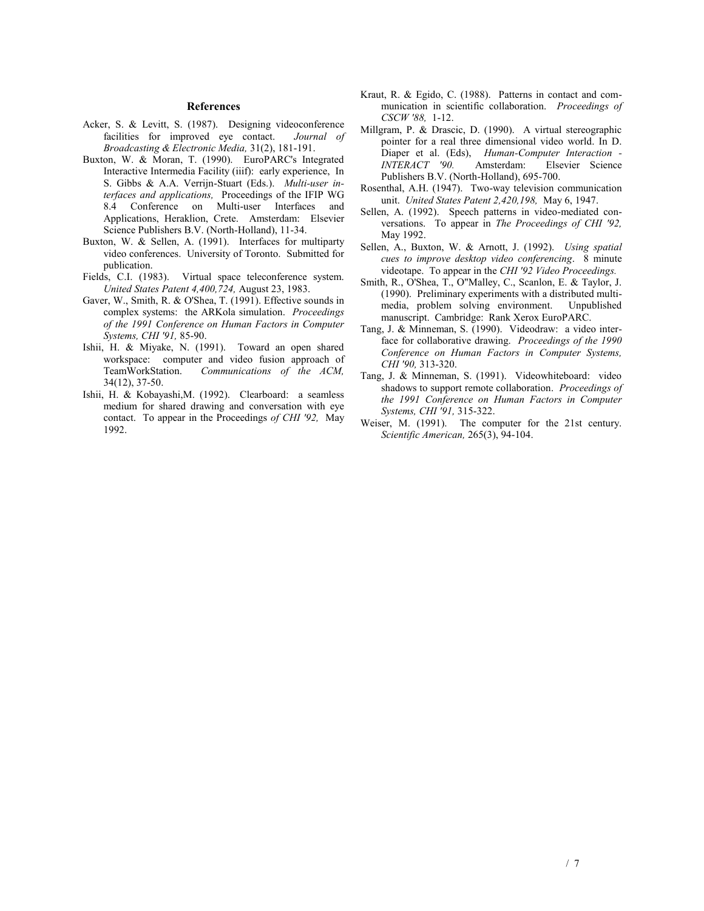## References

Acker, S. & Levitt, S. (1987). Designing videoconference facilities for improved eye contact. *Journal of Broadcasting & Electronic Media,* 31(2), 181-191.

Buxton, W. & Moran, T. (1990). EuroPARC's Integrated Interactive Intermedia Facility (iiif): early experience, In S. Gibbs & A.A. Verrijn-Stuart (Eds.). *Multi-user interfaces and applications,* Proceedings of the IFIP WG 8.4 Conference on Multi-user Interfaces and Applications, Heraklion, Crete. Amsterdam: Elsevier Science Publishers B.V. (North-Holland), 11-34.

Buxton, W. & Sellen, A. (1991). Interfaces for multiparty video conferences. University of Toronto. Submitted for publication.

Fields, C.I. (1983). Virtual space teleconference system. *United States Patent 4,400,724,* August 23, 1983.

Gaver, W., Smith, R. & O'Shea, T. (1991). Effective sounds in complex systems: the ARKola simulation. *Proceedings of the 1991 Conference on Human Factors in Computer Systems, CHI '91,* 85-90.

Ishii, H. & Miyake, N. (1991). Toward an open shared workspace: computer and video fusion approach of TeamWorkStation. *Communications of the ACM,* 34(12), 37-50.

Ishii, H. & Kobayashi,M. (1992). Clearboard: a seamless medium for shared drawing and conversation with eye contact. To appear in the Proceedings *of CHI '92,* May 1992.

Kraut, R. & Egido, C. (1988). Patterns in contact and communication in scientific collaboration. *Proceedings of CSCW '88,* 1-12.

Millgram, P. & Drascic, D. (1990). A virtual stereographic pointer for a real three dimensional video world. In D. Diaper et al. (Eds), *Human-Computer Interaction - INTERACT '90.* Amsterdam: Elsevier Science Publishers B.V. (North-Holland), 695-700.

Rosenthal, A.H. (1947). Two-way television communication unit. *United States Patent 2,420,198,* May 6, 1947.

Sellen, A. (1992). Speech patterns in video-mediated conversations. To appear in *The Proceedings of CHI '92,* May 1992.

Sellen, A., Buxton, W. & Arnott, J. (1992). *Using spatial cues to improve desktop video conferencing*. 8 minute videotape. To appear in the *CHI '92 Video Proceedings.*

Smith, R., O'Shea, T., O"Malley, C., Scanlon, E. & Taylor, J. (1990). Preliminary experiments with a distributed multimedia, problem solving environment. Unpublished manuscript. Cambridge: Rank Xerox EuroPARC.

Tang, J. & Minneman, S. (1990). Videodraw: a video interface for collaborative drawing. *Proceedings of the 1990 Conference on Human Factors in Computer Systems, CHI '90,* 313-320.

Tang, J. & Minneman, S. (1991). Videowhiteboard: video shadows to support remote collaboration. *Proceedings of the 1991 Conference on Human Factors in Computer Systems, CHI '91,* 315-322.

Weiser, M. (1991). The computer for the 21st century. *Scientific American,* 265(3), 94-104.